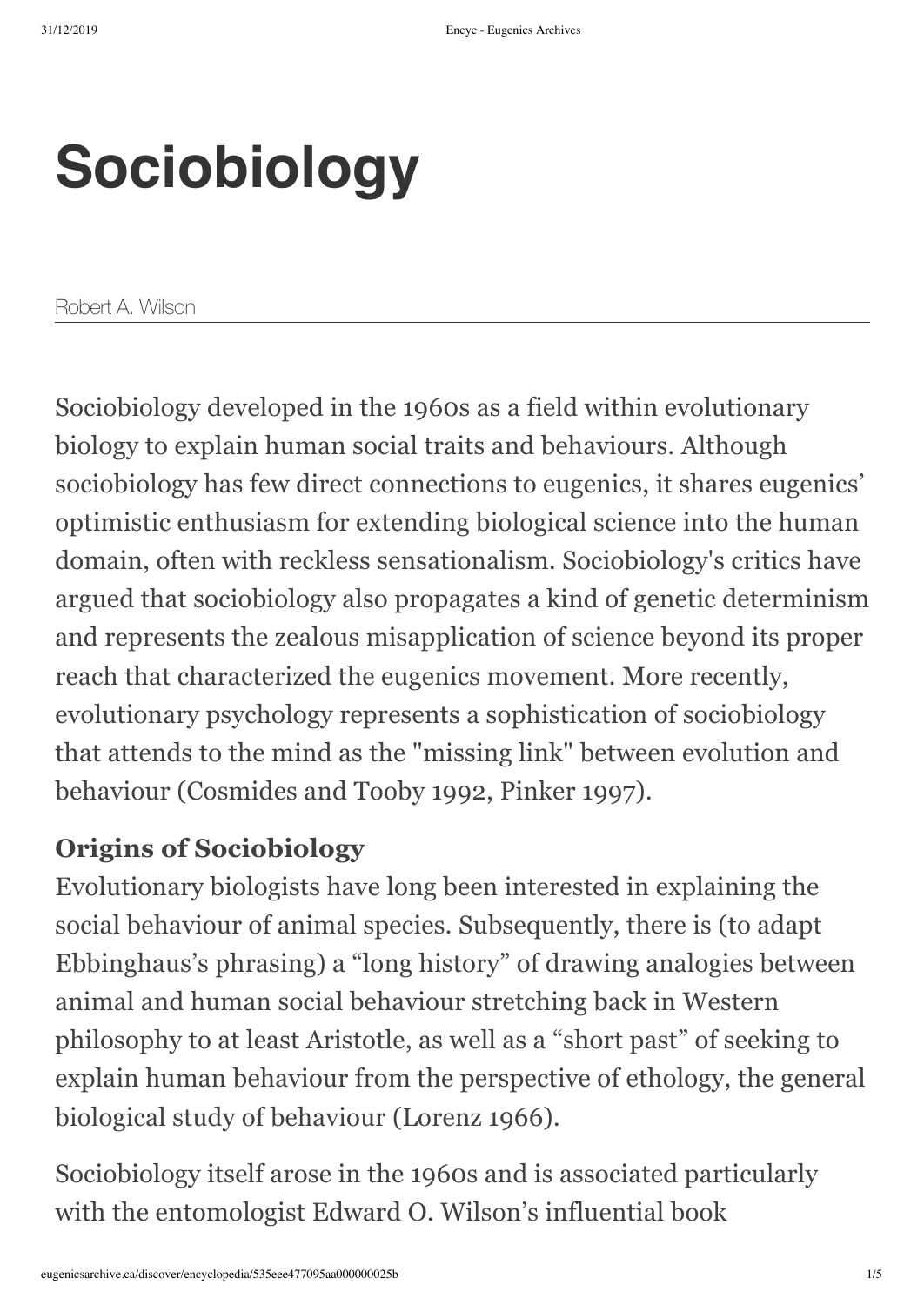# Sociobiology

Robert A. Wilson

Sociobiology developed in the 1960s as a field within evolutionary biology to explain human social traits and behaviours. Although sociobiology has few direct connections to eugenics, it shares eugenics' optimistic enthusiasm for extending biological science into the human domain, often with reckless sensationalism. Sociobiology's critics have argued that sociobiology also propagates a kind of genetic determinism and represents the zealous misapplication of science beyond its proper reach that characterized the eugenics movement. More recently, evolutionary psychology represents a sophistication of sociobiology that attends to the mind as the "missing link" between evolution and behaviour (Cosmides and Tooby 1992, Pinker 1997).

### Origins of Sociobiology

Evolutionary biologists have long been interested in explaining the social behaviour of animal species. Subsequently, there is (to adapt Ebbinghaus's phrasing) a "long history" of drawing analogies between animal and human social behaviour stretching back in Western philosophy to at least Aristotle, as well as a "short past" of seeking to explain human behaviour from the perspective of ethology, the general biological study of behaviour (Lorenz 1966).

Sociobiology itself arose in the 1960s and is associated particularly with the entomologist Edward O. Wilson's influential book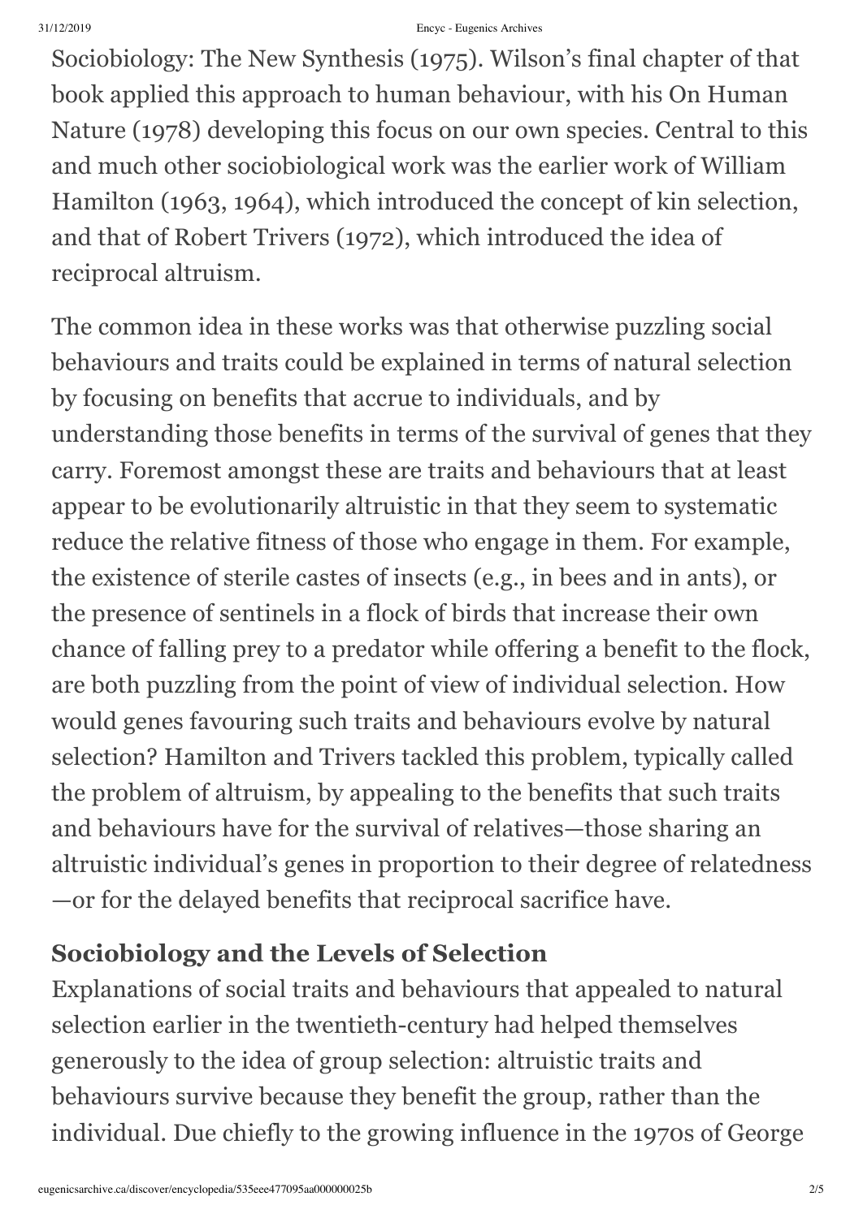Sociobiology: The New Synthesis (1975). Wilson's final chapter of that book applied this approach to human behaviour, with his On Human Nature (1978) developing this focus on our own species. Central to this and much other sociobiological work was the earlier work of William Hamilton (1963, 1964), which introduced the concept of kin selection, and that of Robert Trivers (1972), which introduced the idea of reciprocal altruism.

The common idea in these works was that otherwise puzzling social behaviours and traits could be explained in terms of natural selection by focusing on benefits that accrue to individuals, and by understanding those benefits in terms of the survival of genes that they carry. Foremost amongst these are traits and behaviours that at least appear to be evolutionarily altruistic in that they seem to systematic reduce the relative fitness of those who engage in them. For example, the existence of sterile castes of insects (e.g., in bees and in ants), or the presence of sentinels in a flock of birds that increase their own chance of falling prey to a predator while offering a benefit to the flock, are both puzzling from the point of view of individual selection. How would genes favouring such traits and behaviours evolve by natural selection? Hamilton and Trivers tackled this problem, typically called the problem of altruism, by appealing to the benefits that such traits and behaviours have for the survival of relatives—those sharing an altruistic individual's genes in proportion to their degree of relatedness—or for the delayed benefits that reciprocal sacrifice have.

## Sociobiology and the Levels of Selection

Explanations of social traits and behaviours that appealed to natural selection earlier in the twentieth-century had helped themselves generously to the idea of group selection: altruistic traits and behaviours survive because they benefit the group, rather than the individual. Due chiefly to the growing influence in the 1970s of George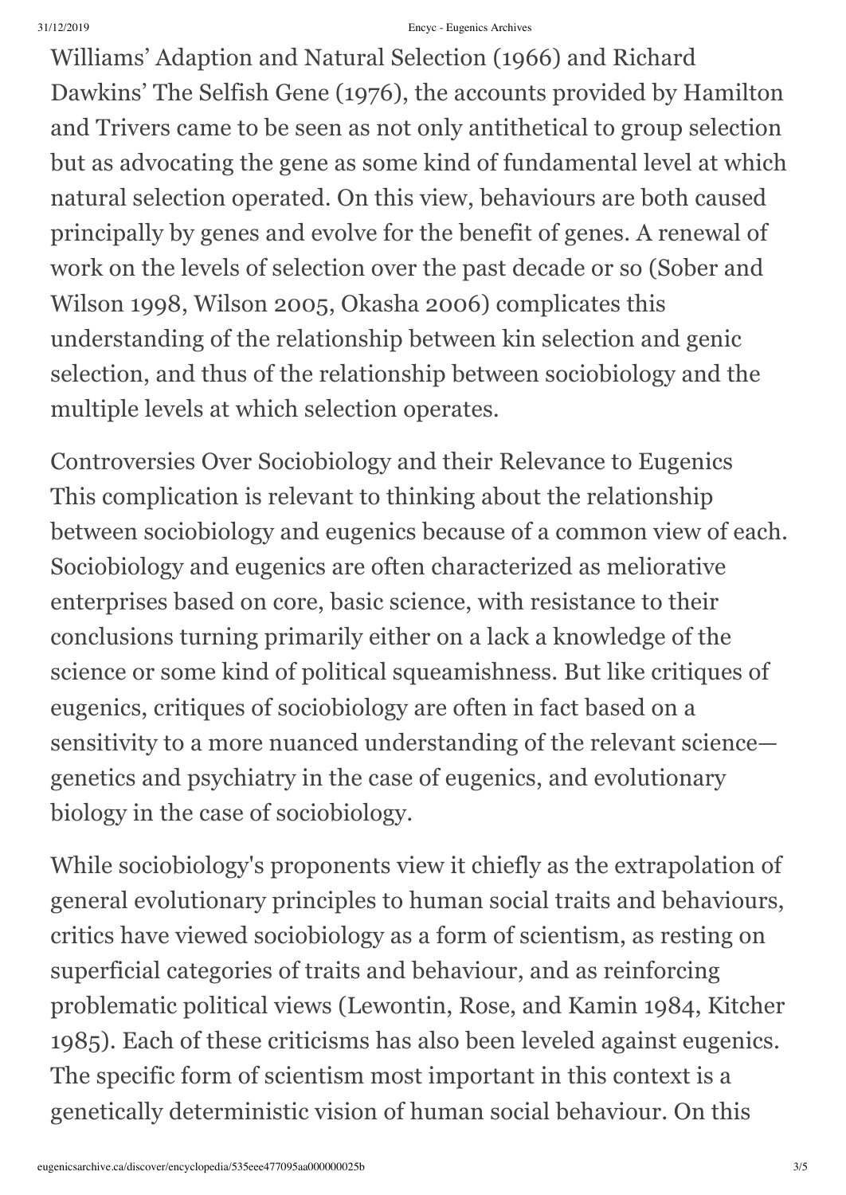Williams' Adaption and Natural Selection (1966) and Richard Dawkins' The Selfish Gene (1976), the accounts provided by Hamilton and Trivers came to be seen as not only antithetical to group selection but as advocating the gene as some kind of fundamental level at which natural selection operated. On this view, behaviours are both caused principally by genes and evolve for the benefit of genes. A renewal of work on the levels of selection over the past decade or so (Sober and Wilson 1998, Wilson 2005, Okasha 2006) complicates this understanding of the relationship between kin selection and genic selection, and thus of the relationship between sociobiology and the multiple levels at which selection operates.

## Controversies Over Sociobiology and their Relevance to Eugenics

This complication is relevant to thinking about the relationship between sociobiology and eugenics because of a common view of each. Sociobiology and eugenics are often characterized as meliorative enterprises based on core, basic science, with resistance to their conclusions turning primarily either on a lack a knowledge of the science or some kind of political squeamishness. But like critiques of eugenics, critiques of sociobiology are often in fact based on a sensitivity to a more nuanced understanding of the relevant science—genetics and psychiatry in the case of eugenics, and evolutionary biology in the case of sociobiology.

While sociobiology's proponents view it chiefly as the extrapolation of general evolutionary principles to human social traits and behaviours, critics have viewed sociobiology as a form of scientism, as resting on superficial categories of traits and behaviour, and as reinforcing problematic political views (Lewontin, Rose, and Kamin 1984, Kitcher 1985). Each of these criticisms has also been leveled against eugenics. The specific form of scientism most important in this context is a genetically deterministic vision of human social behaviour. On this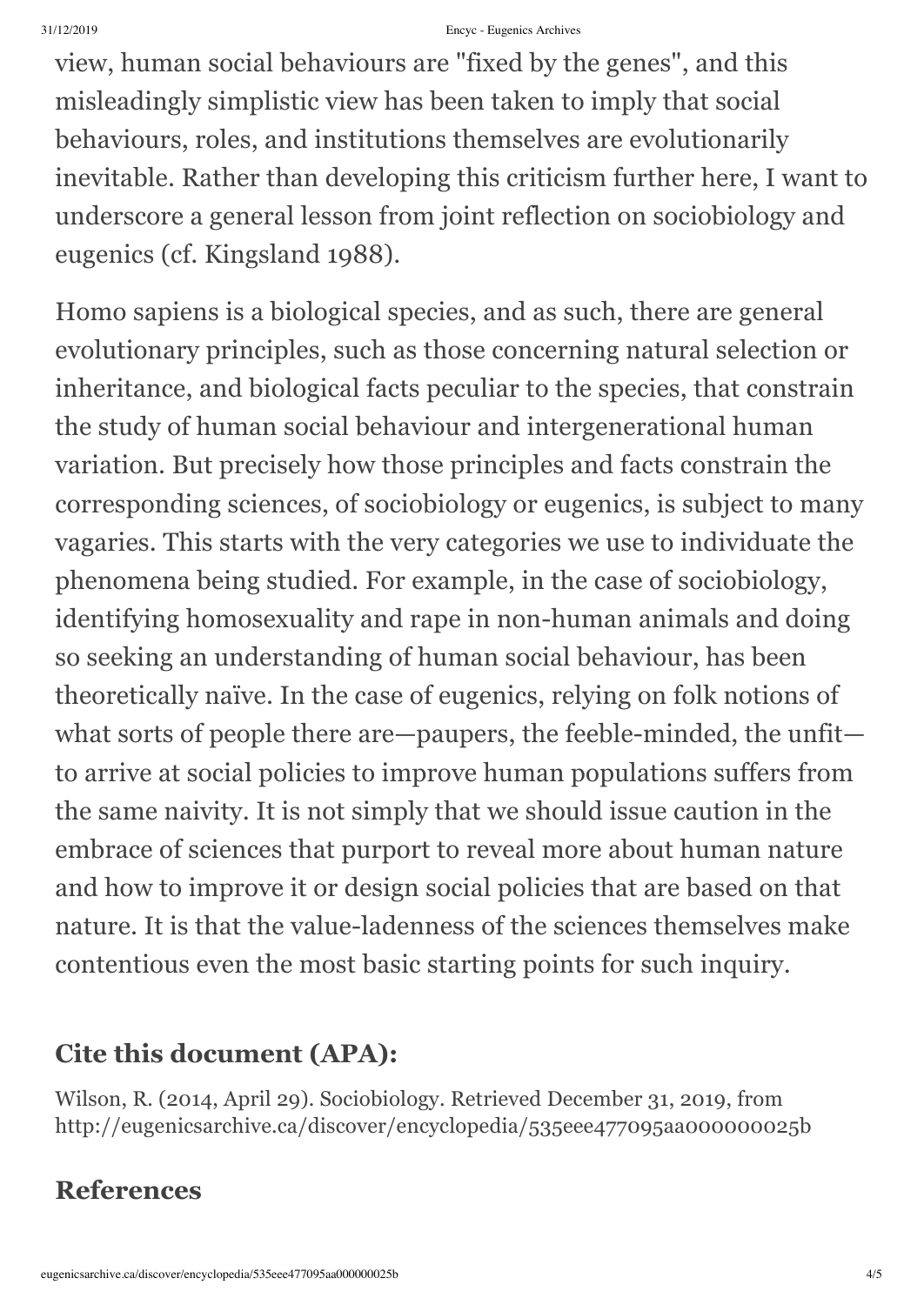view, human social behaviours are "fixed by the genes", and this misleadingly simplistic view has been taken to imply that social behaviours, roles, and institutions themselves are evolutionarily inevitable. Rather than developing this criticism further here, I want to underscore a general lesson from joint reflection on sociobiology and eugenics (cf. Kingsland 1988).

Homo sapiens is a biological species, and as such, there are general evolutionary principles, such as those concerning natural selection or inheritance, and biological facts peculiar to the species, that constrain the study of human social behaviour and intergenerational human variation. But precisely how those principles and facts constrain the corresponding sciences, of sociobiology or eugenics, is subject to many vagaries. This starts with the very categories we use to individuate the phenomena being studied. For example, in the case of sociobiology, identifying homosexuality and rape in non-human animals and doing so seeking an understanding of human social behaviour, has been theoretically naïve. In the case of eugenics, relying on folk notions of what sorts of people there are—paupers, the feeble-minded, the unfit—to arrive at social policies to improve human populations suffers from the same naivity. It is not simply that we should issue caution in the embrace of sciences that purport to reveal more about human nature and how to improve it or design social policies that are based on that nature. It is that the value-ladenness of the sciences themselves make contentious even the most basic starting points for such inquiry.

## Cite this document (APA):

Wilson, R. (2014, April 29). Sociobiology. Retrieved December 31, 2019, from http://eugenicsarchive.ca/discover/encyclopedia/535eee477095aa000000025b

## References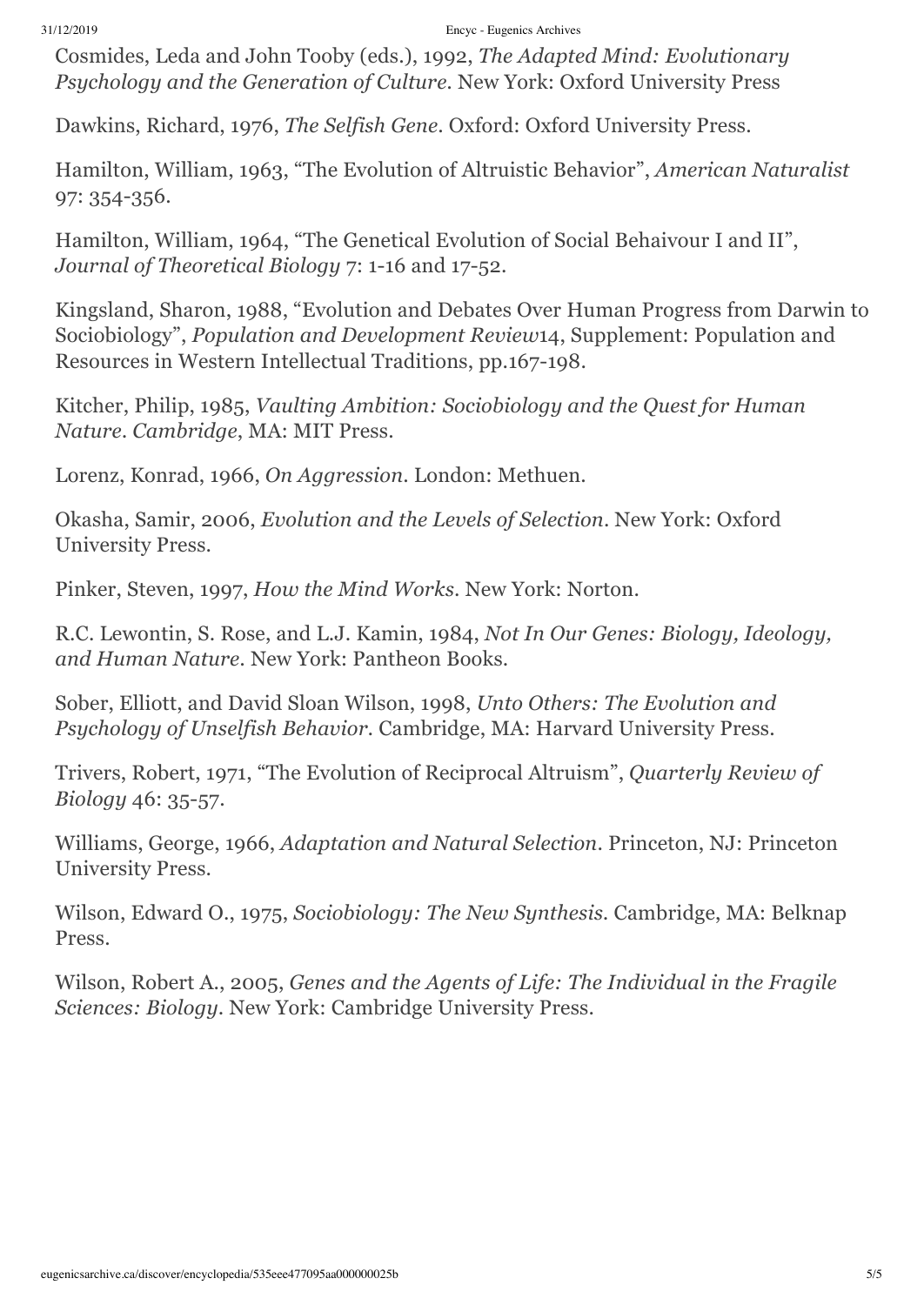Cosmides, Leda and John Tooby (eds.), 1992, *The Adapted Mind: Evolutionary Psychology and the Generation of Culture*. New York: Oxford University Press

Dawkins, Richard, 1976, *The Selfish Gene*. Oxford: Oxford University Press.

Hamilton, William, 1963, "The Evolution of Altruistic Behavior", *American Naturalist* 97: 354-356.

Hamilton, William, 1964, "The Genetical Evolution of Social Behaivour I and II", *Journal of Theoretical Biology* 7: 1-16 and 17-52.

Kingsland, Sharon, 1988, "Evolution and Debates Over Human Progress from Darwin to Sociobiology", *Population and Development Review*14, Supplement: Population and Resources in Western Intellectual Traditions, pp.167-198.

Kitcher, Philip, 1985, *Vaulting Ambition: Sociobiology and the Quest for Human Nature*. *Cambridge*, MA: MIT Press.

Lorenz, Konrad, 1966, *On Aggression*. London: Methuen.

Okasha, Samir, 2006, *Evolution and the Levels of Selection*. New York: Oxford University Press.

Pinker, Steven, 1997, *How the Mind Works*. New York: Norton.

R.C. Lewontin, S. Rose, and L.J. Kamin, 1984, *Not In Our Genes: Biology, Ideology, and Human Nature*. New York: Pantheon Books.

Sober, Elliott, and David Sloan Wilson, 1998, *Unto Others: The Evolution and Psychology of Unselfish Behavior*. Cambridge, MA: Harvard University Press.

Trivers, Robert, 1971, "The Evolution of Reciprocal Altruism", *Quarterly Review of Biology* 46: 35-57.

Williams, George, 1966, *Adaptation and Natural Selection*. Princeton, NJ: Princeton University Press.

Wilson, Edward O., 1975, *Sociobiology: The New Synthesis*. Cambridge, MA: Belknap Press.

Wilson, Robert A., 2005, *Genes and the Agents of Life: The Individual in the Fragile Sciences: Biology*. New York: Cambridge University Press.